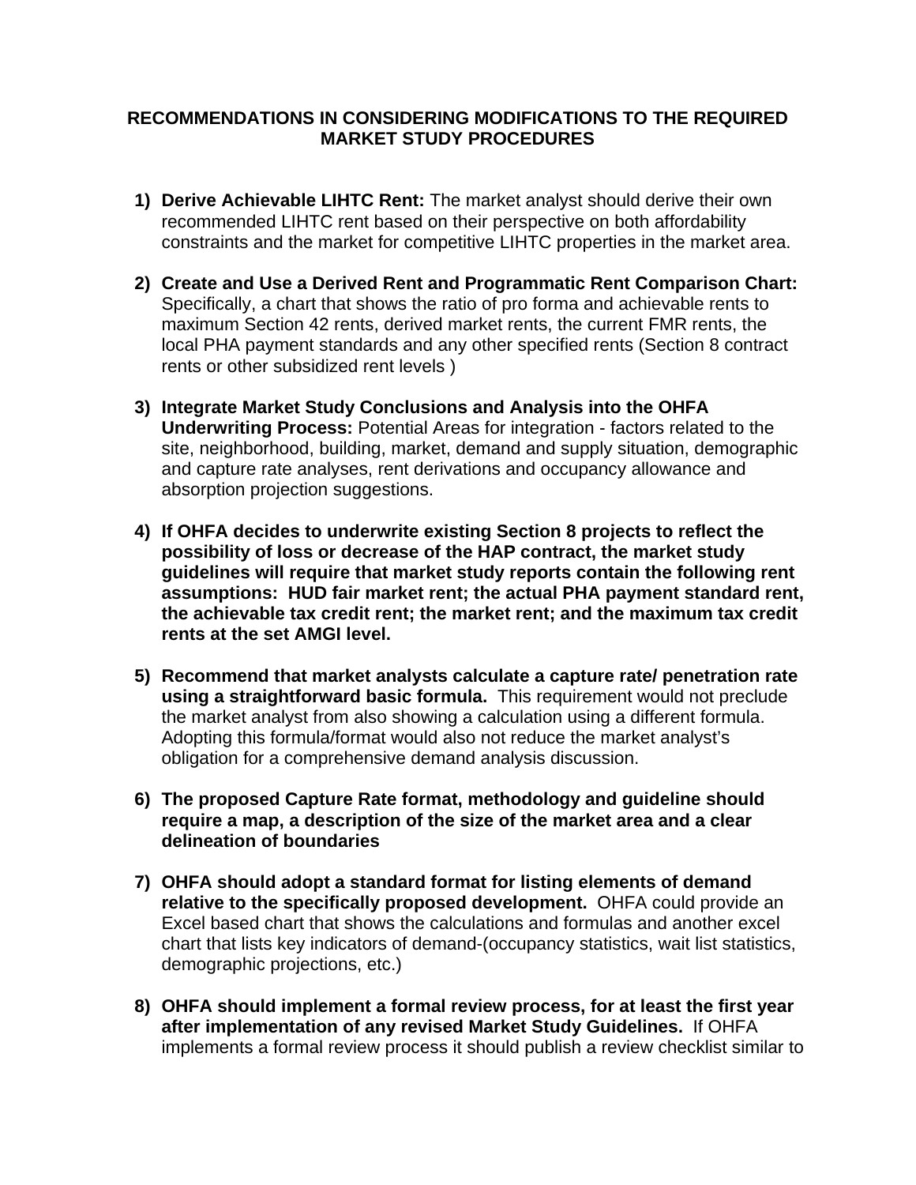# RECOMMENDATIONS IN CONSIDERING MODIFICATIONS TO THE REQUIRED MARKET STUDY PROCEDURES

1) **Derive Achievable LIHTC Rent:** The market analyst should derive their own recommended LIHTC rent based on their perspective on both affordability constraints and the market for competitive LIHTC properties in the market area.

2) **Create and Use a Derived Rent and Programmatic Rent Comparison Chart:** Specifically, a chart that shows the ratio of pro forma and achievable rents to maximum Section 42 rents, derived market rents, the current FMR rents, the local PHA payment standards and any other specified rents (Section 8 contract rents or other subsidized rent levels )

3) **Integrate Market Study Conclusions and Analysis into the OHFA Underwriting Process:** Potential Areas for integration - factors related to the site, neighborhood, building, market, demand and supply situation, demographic and capture rate analyses, rent derivations and occupancy allowance and absorption projection suggestions.

4) **If OHFA decides to underwrite existing Section 8 projects to reflect the possibility of loss or decrease of the HAP contract, the market study guidelines will require that market study reports contain the following rent assumptions: HUD fair market rent; the actual PHA payment standard rent, the achievable tax credit rent; the market rent; and the maximum tax credit rents at the set AMGI level.**

5) **Recommend that market analysts calculate a capture rate/ penetration rate using a straightforward basic formula.** This requirement would not preclude the market analyst from also showing a calculation using a different formula. Adopting this formula/format would also not reduce the market analyst's obligation for a comprehensive demand analysis discussion.

6) **The proposed Capture Rate format, methodology and guideline should require a map, a description of the size of the market area and a clear delineation of boundaries**

7) **OHFA should adopt a standard format for listing elements of demand relative to the specifically proposed development.** OHFA could provide an Excel based chart that shows the calculations and formulas and another excel chart that lists key indicators of demand-(occupancy statistics, wait list statistics, demographic projections, etc.)

8) **OHFA should implement a formal review process, for at least the first year after implementation of any revised Market Study Guidelines.** If OHFA implements a formal review process it should publish a review checklist similar to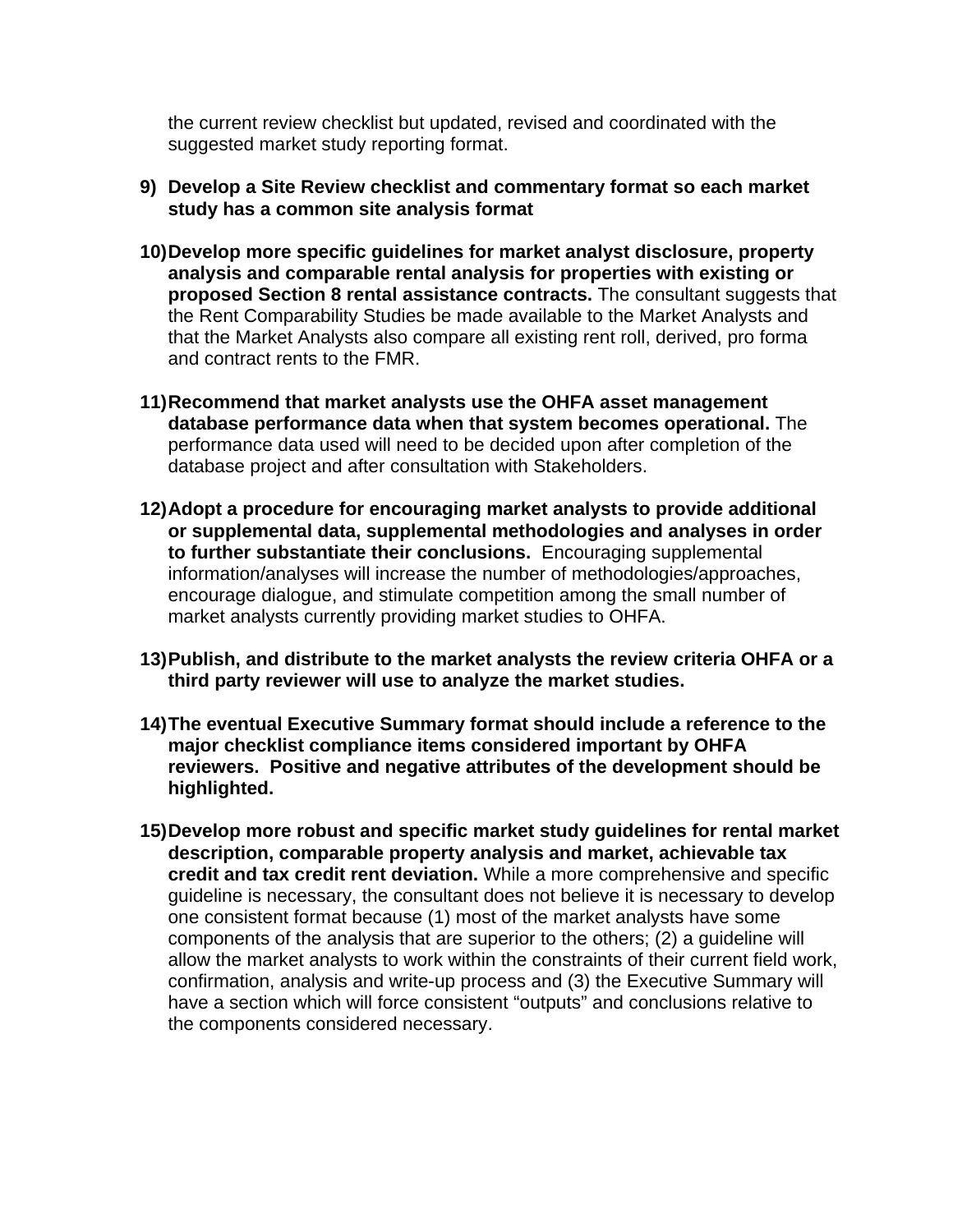the current review checklist but updated, revised and coordinated with the suggested market study reporting format.

9) **Develop a Site Review checklist and commentary format so each market study has a common site analysis format**

10) **Develop more specific guidelines for market analyst disclosure, property analysis and comparable rental analysis for properties with existing or proposed Section 8 rental assistance contracts.** The consultant suggests that the Rent Comparability Studies be made available to the Market Analysts and that the Market Analysts also compare all existing rent roll, derived, pro forma and contract rents to the FMR.

11) **Recommend that market analysts use the OHFA asset management database performance data when that system becomes operational.** The performance data used will need to be decided upon after completion of the database project and after consultation with Stakeholders.

12) **Adopt a procedure for encouraging market analysts to provide additional or supplemental data, supplemental methodologies and analyses in order to further substantiate their conclusions.** Encouraging supplemental information/analyses will increase the number of methodologies/approaches, encourage dialogue, and stimulate competition among the small number of market analysts currently providing market studies to OHFA.

13) **Publish, and distribute to the market analysts the review criteria OHFA or a third party reviewer will use to analyze the market studies.**

14) **The eventual Executive Summary format should include a reference to the major checklist compliance items considered important by OHFA reviewers. Positive and negative attributes of the development should be highlighted.**

15) **Develop more robust and specific market study guidelines for rental market description, comparable property analysis and market, achievable tax credit and tax credit rent deviation.** While a more comprehensive and specific guideline is necessary, the consultant does not believe it is necessary to develop one consistent format because (1) most of the market analysts have some components of the analysis that are superior to the others; (2) a guideline will allow the market analysts to work within the constraints of their current field work, confirmation, analysis and write-up process and (3) the Executive Summary will have a section which will force consistent “outputs” and conclusions relative to the components considered necessary.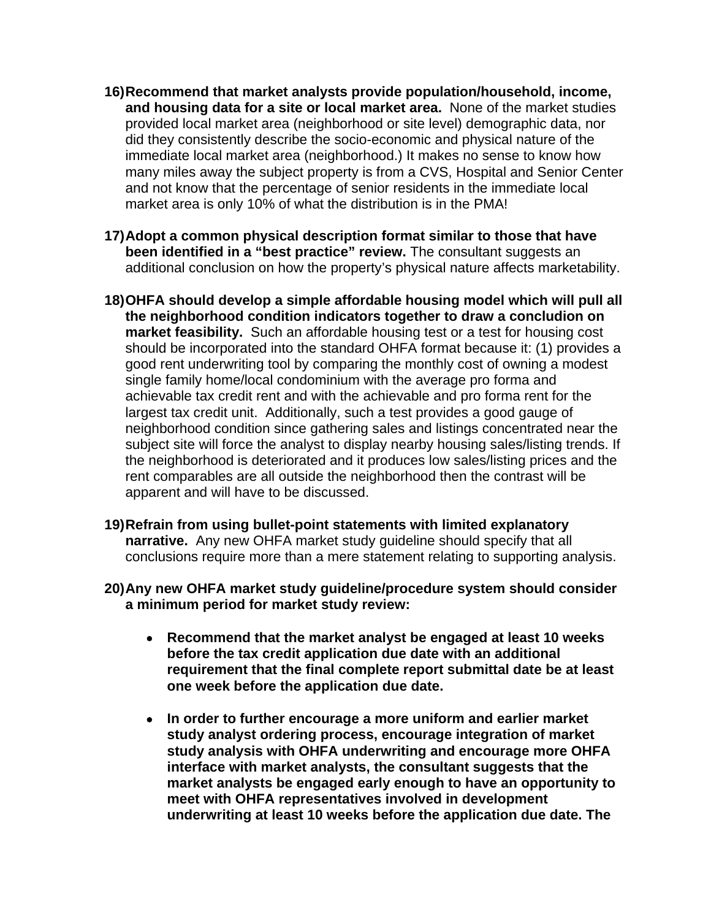16) **Recommend that market analysts provide population/household, income, and housing data for a site or local market area.** None of the market studies provided local market area (neighborhood or site level) demographic data, nor did they consistently describe the socio-economic and physical nature of the immediate local market area (neighborhood.) It makes no sense to know how many miles away the subject property is from a CVS, Hospital and Senior Center and not know that the percentage of senior residents in the immediate local market area is only 10% of what the distribution is in the PMA!

17) **Adopt a common physical description format similar to those that have been identified in a "best practice" review.** The consultant suggests an additional conclusion on how the property's physical nature affects marketability.

18) **OHFA should develop a simple affordable housing model which will pull all the neighborhood condition indicators together to draw a concludion on market feasibility.** Such an affordable housing test or a test for housing cost should be incorporated into the standard OHFA format because it: (1) provides a good rent underwriting tool by comparing the monthly cost of owning a modest single family home/local condominium with the average pro forma and achievable tax credit rent and with the achievable and pro forma rent for the largest tax credit unit. Additionally, such a test provides a good gauge of neighborhood condition since gathering sales and listings concentrated near the subject site will force the analyst to display nearby housing sales/listing trends. If the neighborhood is deteriorated and it produces low sales/listing prices and the rent comparables are all outside the neighborhood then the contrast will be apparent and will have to be discussed.

19) **Refrain from using bullet-point statements with limited explanatory narrative.** Any new OHFA market study guideline should specify that all conclusions require more than a mere statement relating to supporting analysis.

20) **Any new OHFA market study guideline/procedure system should consider a minimum period for market study review:**

    - **Recommend that the market analyst be engaged at least 10 weeks before the tax credit application due date with an additional requirement that the final complete report submittal date be at least one week before the application due date.**

    - **In order to further encourage a more uniform and earlier market study analyst ordering process, encourage integration of market study analysis with OHFA underwriting and encourage more OHFA interface with market analysts, the consultant suggests that the market analysts be engaged early enough to have an opportunity to meet with OHFA representatives involved in development underwriting at least 10 weeks before the application due date. The**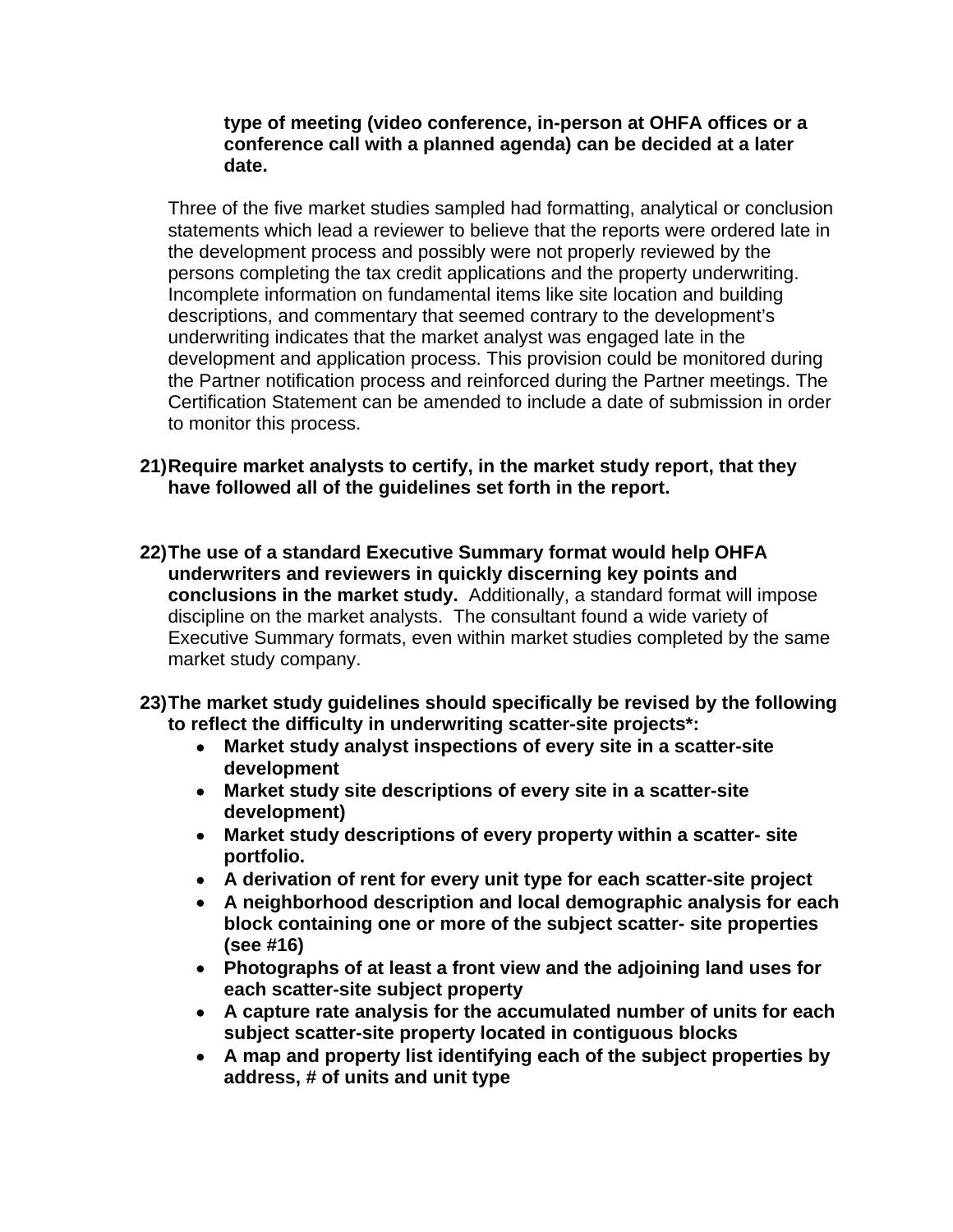**type of meeting (video conference, in-person at OHFA offices or a conference call with a planned agenda) can be decided at a later date.**

Three of the five market studies sampled had formatting, analytical or conclusion statements which lead a reviewer to believe that the reports were ordered late in the development process and possibly were not properly reviewed by the persons completing the tax credit applications and the property underwriting. Incomplete information on fundamental items like site location and building descriptions, and commentary that seemed contrary to the development's underwriting indicates that the market analyst was engaged late in the development and application process. This provision could be monitored during the Partner notification process and reinforced during the Partner meetings. The Certification Statement can be amended to include a date of submission in order to monitor this process.

21) **Require market analysts to certify, in the market study report, that they have followed all of the guidelines set forth in the report.**

22) **The use of a standard Executive Summary format would help OHFA underwriters and reviewers in quickly discerning key points and conclusions in the market study.** Additionally, a standard format will impose discipline on the market analysts. The consultant found a wide variety of Executive Summary formats, even within market studies completed by the same market study company.

23) **The market study guidelines should specifically be revised by the following to reflect the difficulty in underwriting scatter-site projects*:**
    - **Market study analyst inspections of every site in a scatter-site development**
    - **Market study site descriptions of every site in a scatter-site development)**
    - **Market study descriptions of every property within a scatter- site portfolio.**
    - **A derivation of rent for every unit type for each scatter-site project**
    - **A neighborhood description and local demographic analysis for each block containing one or more of the subject scatter- site properties (see #16)**
    - **Photographs of at least a front view and the adjoining land uses for each scatter-site subject property**
    - **A capture rate analysis for the accumulated number of units for each subject scatter-site property located in contiguous blocks**
    - **A map and property list identifying each of the subject properties by address, # of units and unit type**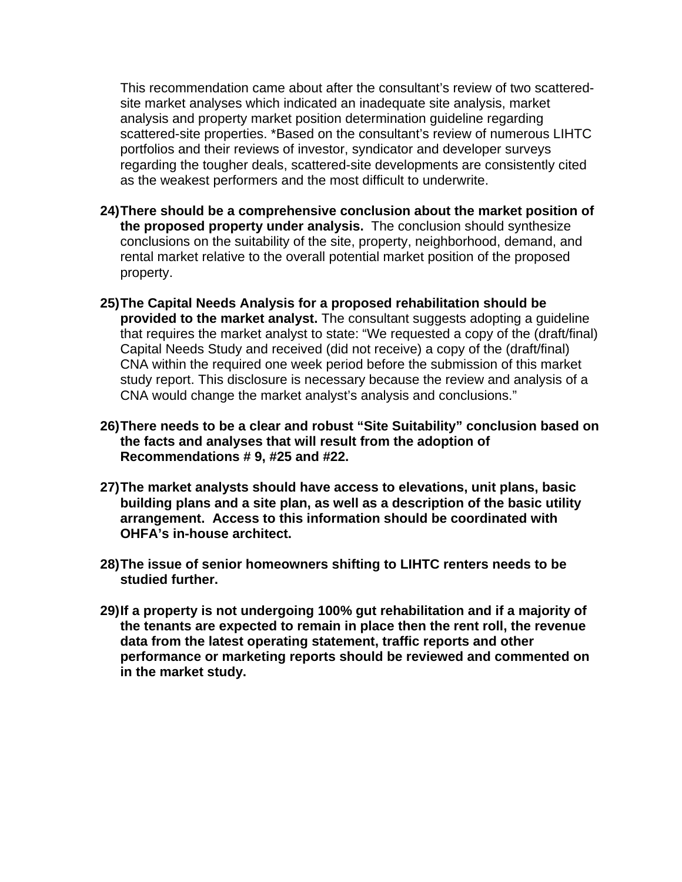This recommendation came about after the consultant's review of two scattered-site market analyses which indicated an inadequate site analysis, market analysis and property market position determination guideline regarding scattered-site properties. *Based on the consultant's review of numerous LIHTC portfolios and their reviews of investor, syndicator and developer surveys regarding the tougher deals, scattered-site developments are consistently cited as the weakest performers and the most difficult to underwrite.

24) **There should be a comprehensive conclusion about the market position of the proposed property under analysis.** The conclusion should synthesize conclusions on the suitability of the site, property, neighborhood, demand, and rental market relative to the overall potential market position of the proposed property.

25) **The Capital Needs Analysis for a proposed rehabilitation should be provided to the market analyst.** The consultant suggests adopting a guideline that requires the market analyst to state: "We requested a copy of the (draft/final) Capital Needs Study and received (did not receive) a copy of the (draft/final) CNA within the required one week period before the submission of this market study report. This disclosure is necessary because the review and analysis of a CNA would change the market analyst's analysis and conclusions."

26) **There needs to be a clear and robust "Site Suitability" conclusion based on the facts and analyses that will result from the adoption of Recommendations # 9, #25 and #22.**

27) **The market analysts should have access to elevations, unit plans, basic building plans and a site plan, as well as a description of the basic utility arrangement. Access to this information should be coordinated with OHFA's in-house architect.**

28) **The issue of senior homeowners shifting to LIHTC renters needs to be studied further.**

29) **If a property is not undergoing 100% gut rehabilitation and if a majority of the tenants are expected to remain in place then the rent roll, the revenue data from the latest operating statement, traffic reports and other performance or marketing reports should be reviewed and commented on in the market study.**